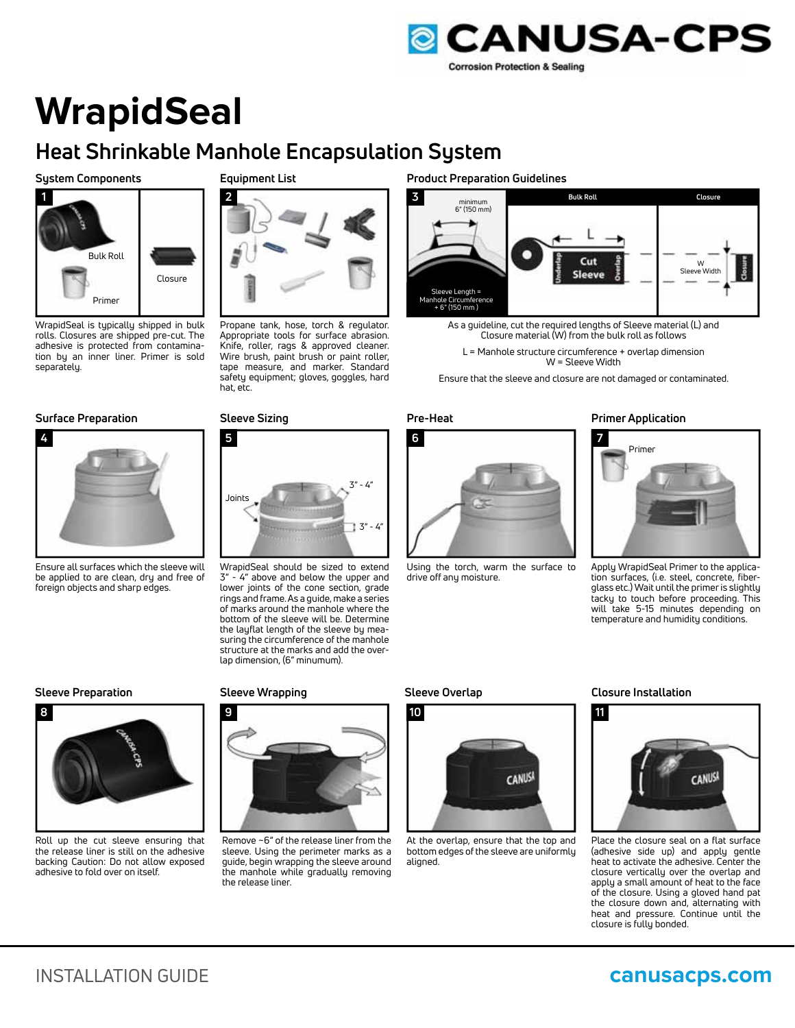# WrapidSeal

## Heat Shrinkable Manhole Encapsulation System

### System Components

1

Bulk Roll

Closure

Primer

WrapidSeal is typically shipped in bulk rolls. Closures are shipped pre-cut. The adhesive is protected from contamination by an inner liner. Primer is sold separately.

### Equipment List

2

Propane tank, hose, torch & regulator. Appropriate tools for surface abrasion. Knife, roller, rags & approved cleaner. Wire brush, paint brush or paint roller, tape measure, and marker. Standard safety equipment; gloves, goggles, hard hat, etc.

### Product Preparation Guidelines

3

minimum 6" (150 mm)

Sleeve Length = Manhole Circumference + 6" (150 mm)

Bulk Roll — L — Underlap — Cut Sleeve — Overlap

Closure — W Sleeve Width — Closure

As a guideline, cut the required lengths of Sleeve material (L) and Closure material (W) from the bulk roll as follows

L = Manhole structure circumference + overlap dimension
W = Sleeve Width

Ensure that the sleeve and closure are not damaged or contaminated.

### Surface Preparation

4

Ensure all surfaces which the sleeve will be applied to are clean, dry and free of foreign objects and sharp edges.

### Sleeve Sizing

5

Joints

3" - 4"

3" - 4"

WrapidSeal should be sized to extend 3" - 4" above and below the upper and lower joints of the cone section, grade rings and frame. As a guide, make a series of marks around the manhole where the bottom of the sleeve will be. Determine the layflat length of the sleeve by measuring the circumference of the manhole structure at the marks and add the overlap dimension, (6" minumum).

### Pre-Heat

6

Using the torch, warm the surface to drive off any moisture.

### Primer Application

7

Primer

Apply WrapidSeal Primer to the application surfaces, (i.e. steel, concrete, fiberglass etc.) Wait until the primer is slightly tacky to touch before proceeding. This will take 5-15 minutes depending on temperature and humidity conditions.

### Sleeve Preparation

8

Roll up the cut sleeve ensuring that the release liner is still on the adhesive backing Caution: Do not allow exposed adhesive to fold over on itself.

### Sleeve Wrapping

9

Remove ~6" of the release liner from the sleeve. Using the perimeter marks as a guide, begin wrapping the sleeve around the manhole while gradually removing the release liner.

### Sleeve Overlap

10

At the overlap, ensure that the top and bottom edges of the sleeve are uniformly aligned.

### Closure Installation

11

Place the closure seal on a flat surface (adhesive side up) and apply gentle heat to activate the adhesive. Center the closure vertically over the overlap and apply a small amount of heat to the face of the closure. Using a gloved hand pat the closure down and, alternating with heat and pressure. Continue until the closure is fully bonded.

INSTALLATION GUIDE

canusacps.com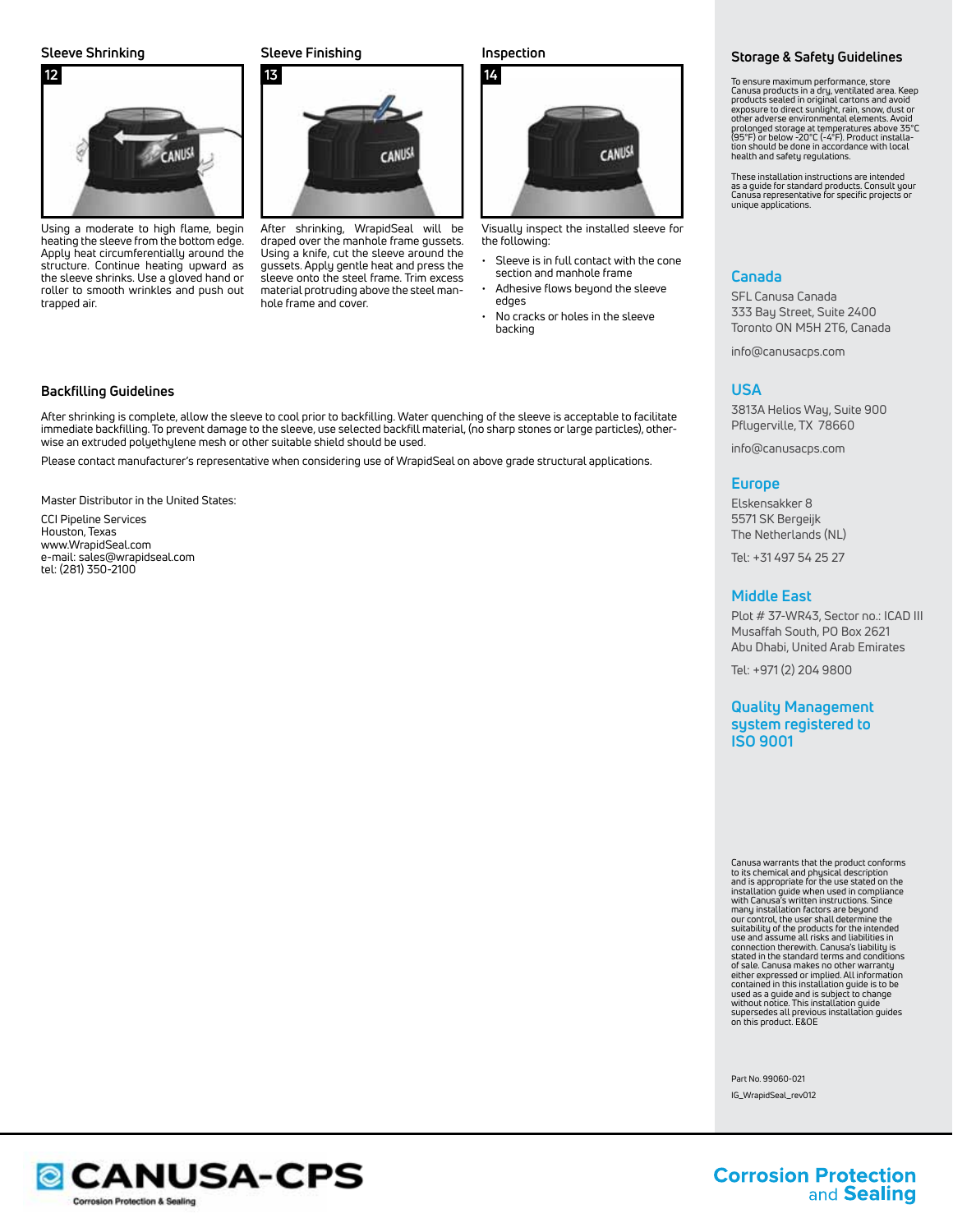## Sleeve Shrinking

Using a moderate to high flame, begin heating the sleeve from the bottom edge. Apply heat circumferentially around the structure. Continue heating upward as the sleeve shrinks. Use a gloved hand or roller to smooth wrinkles and push out trapped air.

## Sleeve Finishing

After shrinking, WrapidSeal will be draped over the manhole frame gussets. Using a knife, cut the sleeve around the gussets. Apply gentle heat and press the sleeve onto the steel frame. Trim excess material protruding above the steel manhole frame and cover.

## Inspection

Visually inspect the installed sleeve for the following:

- Sleeve is in full contact with the cone section and manhole frame
- Adhesive flows beyond the sleeve edges
- No cracks or holes in the sleeve backing

## Backfilling Guidelines

After shrinking is complete, allow the sleeve to cool prior to backfilling. Water quenching of the sleeve is acceptable to facilitate immediate backfilling. To prevent damage to the sleeve, use selected backfill material, (no sharp stones or large particles), otherwise an extruded polyethylene mesh or other suitable shield should be used.

Please contact manufacturer's representative when considering use of WrapidSeal on above grade structural applications.

Master Distributor in the United States:

CCI Pipeline Services
Houston, Texas
www.WrapidSeal.com
e-mail: sales@wrapidseal.com
tel: (281) 350-2100

## Storage & Safety Guidelines

To ensure maximum performance, store Canusa products in a dry, ventilated area. Keep products sealed in original cartons and avoid exposure to direct sunlight, rain, snow, dust or other adverse environmental elements. Avoid prolonged storage at temperatures above 35°C (95°F) or below -20°C (-4°F). Product installation should be done in accordance with local health and safety regulations.

These installation instructions are intended as a guide for standard products. Consult your Canusa representative for specific projects or unique applications.

### Canada

SFL Canusa Canada
333 Bay Street, Suite 2400
Toronto ON M5H 2T6, Canada

info@canusacps.com

### USA

3813A Helios Way, Suite 900
Pflugerville, TX 78660

info@canusacps.com

### Europe

Elskensakker 8
5571 SK Bergeijk
The Netherlands (NL)

Tel: +31 497 54 25 27

### Middle East

Plot # 37-WR43, Sector no.: ICAD III
Musaffah South, PO Box 2621
Abu Dhabi, United Arab Emirates

Tel: +971 (2) 204 9800

**Quality Management system registered to ISO 9001**

Canusa warrants that the product conforms to its chemical and physical description and is appropriate for the use stated on the installation guide when used in compliance with Canusa's written instructions. Since many installation factors are beyond our control, the user shall determine the suitability of the products for the intended use and assume all risks and liabilities in connection therewith. Canusa's liability is stated in the standard terms and conditions of sale. Canusa makes no other warranty either expressed or implied. All information contained in this installation guide is to be used as a guide and is subject to change without notice. This installation guide supersedes all previous installation guides on this product. E&OE

Part No. 99060-021

IG_WrapidSeal_rev012

CANUSA-CPS
Corrosion Protection & Sealing

Corrosion Protection and Sealing